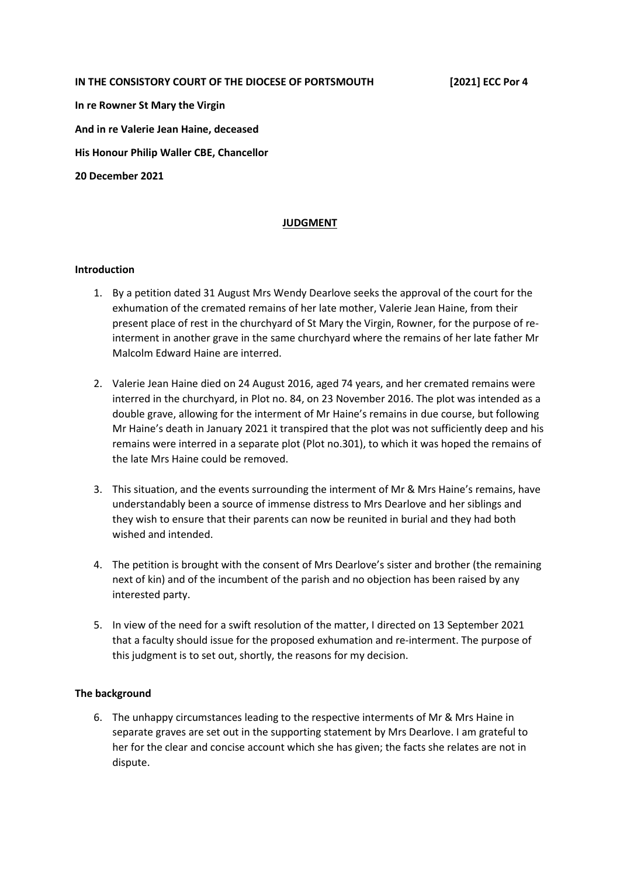**IN THE CONSISTORY COURT OF THE DIOCESE OF PORTSMOUTH [2021] ECC Por 4**

**In re Rowner St Mary the Virgin**

**And in re Valerie Jean Haine, deceased**

**His Honour Philip Waller CBE, Chancellor**

**20 December 2021**

## JUDGMENT

### Introduction

1. By a petition dated 31 August Mrs Wendy Dearlove seeks the approval of the court for the exhumation of the cremated remains of her late mother, Valerie Jean Haine, from their present place of rest in the churchyard of St Mary the Virgin, Rowner, for the purpose of re-interment in another grave in the same churchyard where the remains of her late father Mr Malcolm Edward Haine are interred.

2. Valerie Jean Haine died on 24 August 2016, aged 74 years, and her cremated remains were interred in the churchyard, in Plot no. 84, on 23 November 2016. The plot was intended as a double grave, allowing for the interment of Mr Haine's remains in due course, but following Mr Haine's death in January 2021 it transpired that the plot was not sufficiently deep and his remains were interred in a separate plot (Plot no.301), to which it was hoped the remains of the late Mrs Haine could be removed.

3. This situation, and the events surrounding the interment of Mr & Mrs Haine's remains, have understandably been a source of immense distress to Mrs Dearlove and her siblings and they wish to ensure that their parents can now be reunited in burial and they had both wished and intended.

4. The petition is brought with the consent of Mrs Dearlove's sister and brother (the remaining next of kin) and of the incumbent of the parish and no objection has been raised by any interested party.

5. In view of the need for a swift resolution of the matter, I directed on 13 September 2021 that a faculty should issue for the proposed exhumation and re-interment. The purpose of this judgment is to set out, shortly, the reasons for my decision.

### The background

6. The unhappy circumstances leading to the respective interments of Mr & Mrs Haine in separate graves are set out in the supporting statement by Mrs Dearlove. I am grateful to her for the clear and concise account which she has given; the facts she relates are not in dispute.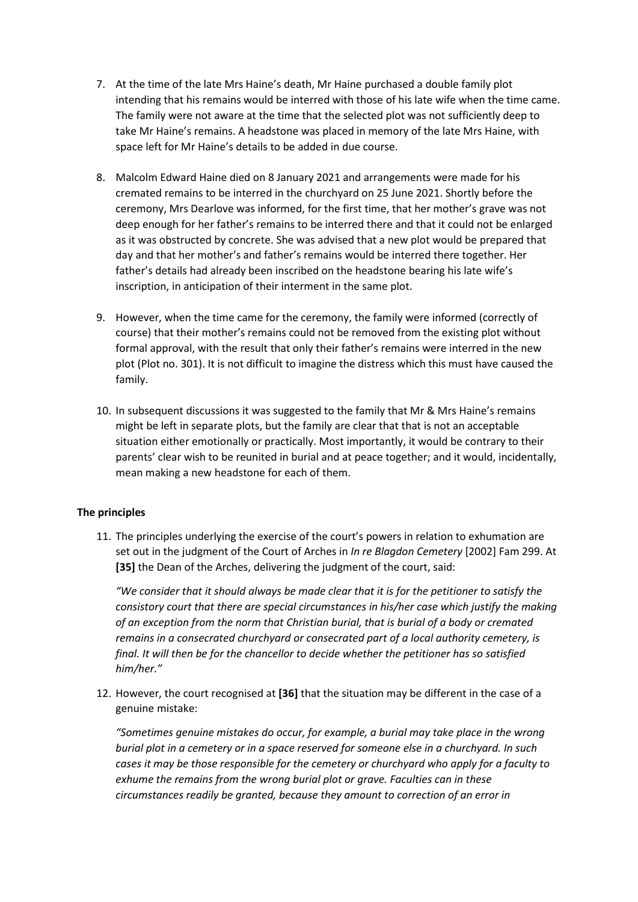7. At the time of the late Mrs Haine's death, Mr Haine purchased a double family plot intending that his remains would be interred with those of his late wife when the time came. The family were not aware at the time that the selected plot was not sufficiently deep to take Mr Haine's remains. A headstone was placed in memory of the late Mrs Haine, with space left for Mr Haine's details to be added in due course.

8. Malcolm Edward Haine died on 8 January 2021 and arrangements were made for his cremated remains to be interred in the churchyard on 25 June 2021. Shortly before the ceremony, Mrs Dearlove was informed, for the first time, that her mother's grave was not deep enough for her father's remains to be interred there and that it could not be enlarged as it was obstructed by concrete. She was advised that a new plot would be prepared that day and that her mother's and father's remains would be interred there together. Her father's details had already been inscribed on the headstone bearing his late wife's inscription, in anticipation of their interment in the same plot.

9. However, when the time came for the ceremony, the family were informed (correctly of course) that their mother's remains could not be removed from the existing plot without formal approval, with the result that only their father's remains were interred in the new plot (Plot no. 301). It is not difficult to imagine the distress which this must have caused the family.

10. In subsequent discussions it was suggested to the family that Mr & Mrs Haine's remains might be left in separate plots, but the family are clear that that is not an acceptable situation either emotionally or practically. Most importantly, it would be contrary to their parents' clear wish to be reunited in burial and at peace together; and it would, incidentally, mean making a new headstone for each of them.

**The principles**

11. The principles underlying the exercise of the court's powers in relation to exhumation are set out in the judgment of the Court of Arches in *In re Blagdon Cemetery* [2002] Fam 299. At **[35]** the Dean of the Arches, delivering the judgment of the court, said:

*"We consider that it should always be made clear that it is for the petitioner to satisfy the consistory court that there are special circumstances in his/her case which justify the making of an exception from the norm that Christian burial, that is burial of a body or cremated remains in a consecrated churchyard or consecrated part of a local authority cemetery, is final. It will then be for the chancellor to decide whether the petitioner has so satisfied him/her."*

12. However, the court recognised at **[36]** that the situation may be different in the case of a genuine mistake:

*"Sometimes genuine mistakes do occur, for example, a burial may take place in the wrong burial plot in a cemetery or in a space reserved for someone else in a churchyard. In such cases it may be those responsible for the cemetery or churchyard who apply for a faculty to exhume the remains from the wrong burial plot or grave. Faculties can in these circumstances readily be granted, because they amount to correction of an error in*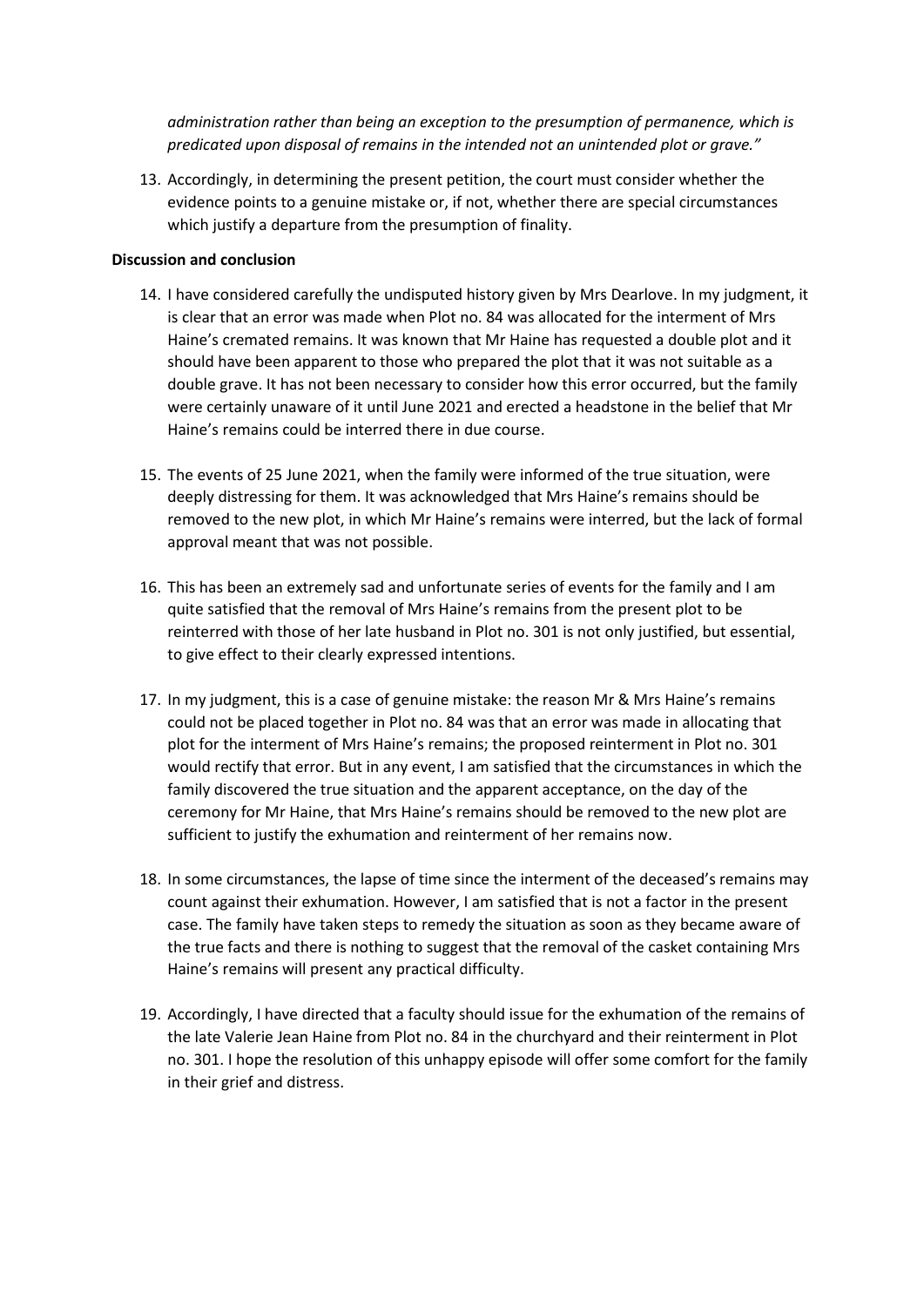*administration rather than being an exception to the presumption of permanence, which is predicated upon disposal of remains in the intended not an unintended plot or grave."*

13. Accordingly, in determining the present petition, the court must consider whether the evidence points to a genuine mistake or, if not, whether there are special circumstances which justify a departure from the presumption of finality.

**Discussion and conclusion**

14. I have considered carefully the undisputed history given by Mrs Dearlove. In my judgment, it is clear that an error was made when Plot no. 84 was allocated for the interment of Mrs Haine's cremated remains. It was known that Mr Haine has requested a double plot and it should have been apparent to those who prepared the plot that it was not suitable as a double grave. It has not been necessary to consider how this error occurred, but the family were certainly unaware of it until June 2021 and erected a headstone in the belief that Mr Haine's remains could be interred there in due course.

15. The events of 25 June 2021, when the family were informed of the true situation, were deeply distressing for them. It was acknowledged that Mrs Haine's remains should be removed to the new plot, in which Mr Haine's remains were interred, but the lack of formal approval meant that was not possible.

16. This has been an extremely sad and unfortunate series of events for the family and I am quite satisfied that the removal of Mrs Haine's remains from the present plot to be reinterred with those of her late husband in Plot no. 301 is not only justified, but essential, to give effect to their clearly expressed intentions.

17. In my judgment, this is a case of genuine mistake: the reason Mr & Mrs Haine's remains could not be placed together in Plot no. 84 was that an error was made in allocating that plot for the interment of Mrs Haine's remains; the proposed reinterment in Plot no. 301 would rectify that error. But in any event, I am satisfied that the circumstances in which the family discovered the true situation and the apparent acceptance, on the day of the ceremony for Mr Haine, that Mrs Haine's remains should be removed to the new plot are sufficient to justify the exhumation and reinterment of her remains now.

18. In some circumstances, the lapse of time since the interment of the deceased's remains may count against their exhumation. However, I am satisfied that is not a factor in the present case. The family have taken steps to remedy the situation as soon as they became aware of the true facts and there is nothing to suggest that the removal of the casket containing Mrs Haine's remains will present any practical difficulty.

19. Accordingly, I have directed that a faculty should issue for the exhumation of the remains of the late Valerie Jean Haine from Plot no. 84 in the churchyard and their reinterment in Plot no. 301. I hope the resolution of this unhappy episode will offer some comfort for the family in their grief and distress.